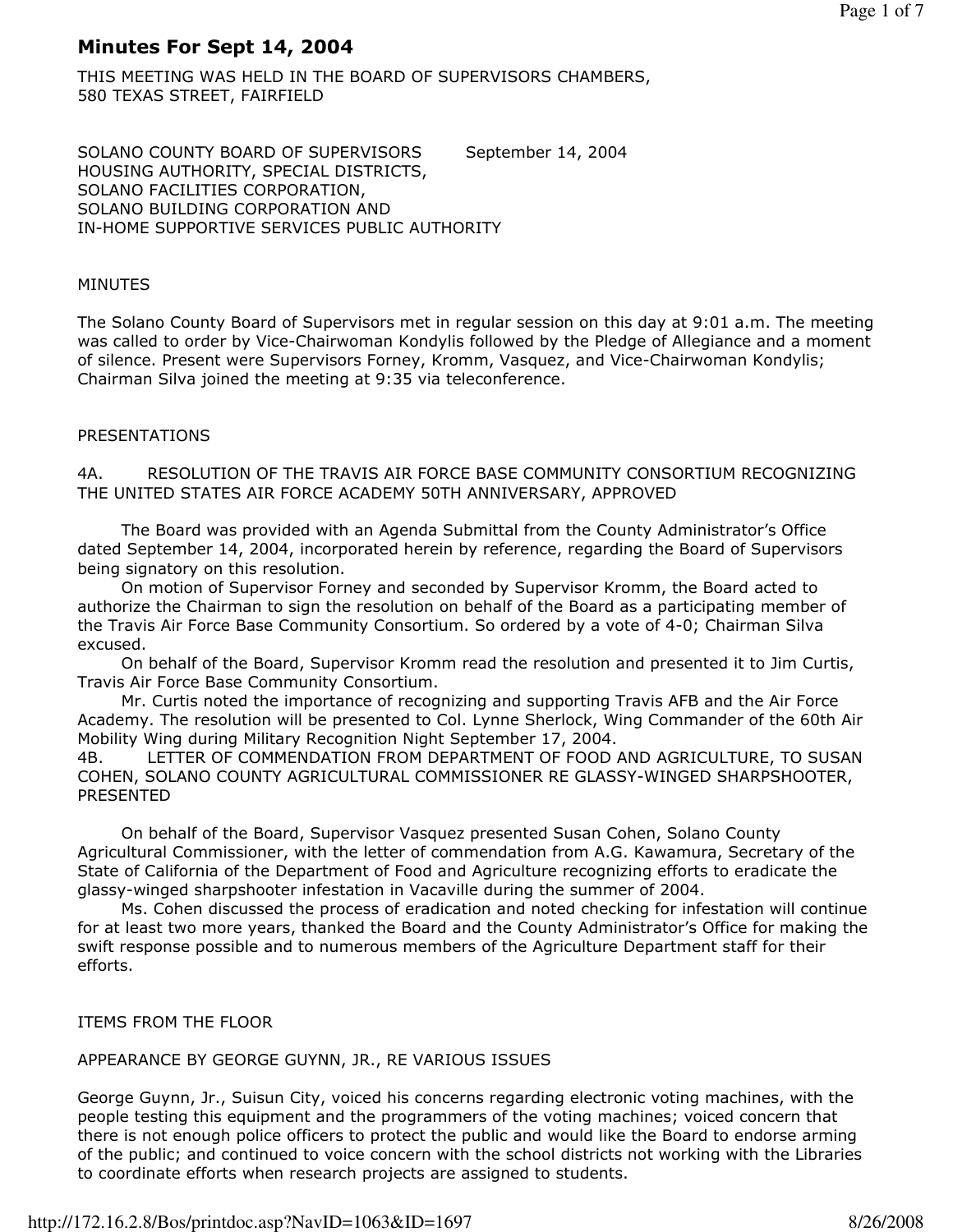# Minutes For Sept 14, 2004

THIS MEETING WAS HELD IN THE BOARD OF SUPERVISORS CHAMBERS, 580 TEXAS STREET, FAIRFIELD

SOLANO COUNTY BOARD OF SUPERVISORS September 14, 2004
HOUSING AUTHORITY, SPECIAL DISTRICTS,
SOLANO FACILITIES CORPORATION,
SOLANO BUILDING CORPORATION AND
IN-HOME SUPPORTIVE SERVICES PUBLIC AUTHORITY

MINUTES

The Solano County Board of Supervisors met in regular session on this day at 9:01 a.m. The meeting was called to order by Vice-Chairwoman Kondylis followed by the Pledge of Allegiance and a moment of silence. Present were Supervisors Forney, Kromm, Vasquez, and Vice-Chairwoman Kondylis; Chairman Silva joined the meeting at 9:35 via teleconference.

PRESENTATIONS

4A. RESOLUTION OF THE TRAVIS AIR FORCE BASE COMMUNITY CONSORTIUM RECOGNIZING THE UNITED STATES AIR FORCE ACADEMY 50TH ANNIVERSARY, APPROVED

The Board was provided with an Agenda Submittal from the County Administrator's Office dated September 14, 2004, incorporated herein by reference, regarding the Board of Supervisors being signatory on this resolution.

On motion of Supervisor Forney and seconded by Supervisor Kromm, the Board acted to authorize the Chairman to sign the resolution on behalf of the Board as a participating member of the Travis Air Force Base Community Consortium. So ordered by a vote of 4-0; Chairman Silva excused.

On behalf of the Board, Supervisor Kromm read the resolution and presented it to Jim Curtis, Travis Air Force Base Community Consortium.

Mr. Curtis noted the importance of recognizing and supporting Travis AFB and the Air Force Academy. The resolution will be presented to Col. Lynne Sherlock, Wing Commander of the 60th Air Mobility Wing during Military Recognition Night September 17, 2004.

4B. LETTER OF COMMENDATION FROM DEPARTMENT OF FOOD AND AGRICULTURE, TO SUSAN COHEN, SOLANO COUNTY AGRICULTURAL COMMISSIONER RE GLASSY-WINGED SHARPSHOOTER, PRESENTED

On behalf of the Board, Supervisor Vasquez presented Susan Cohen, Solano County Agricultural Commissioner, with the letter of commendation from A.G. Kawamura, Secretary of the State of California of the Department of Food and Agriculture recognizing efforts to eradicate the glassy-winged sharpshooter infestation in Vacaville during the summer of 2004.

Ms. Cohen discussed the process of eradication and noted checking for infestation will continue for at least two more years, thanked the Board and the County Administrator's Office for making the swift response possible and to numerous members of the Agriculture Department staff for their efforts.

ITEMS FROM THE FLOOR

APPEARANCE BY GEORGE GUYNN, JR., RE VARIOUS ISSUES

George Guynn, Jr., Suisun City, voiced his concerns regarding electronic voting machines, with the people testing this equipment and the programmers of the voting machines; voiced concern that there is not enough police officers to protect the public and would like the Board to endorse arming of the public; and continued to voice concern with the school districts not working with the Libraries to coordinate efforts when research projects are assigned to students.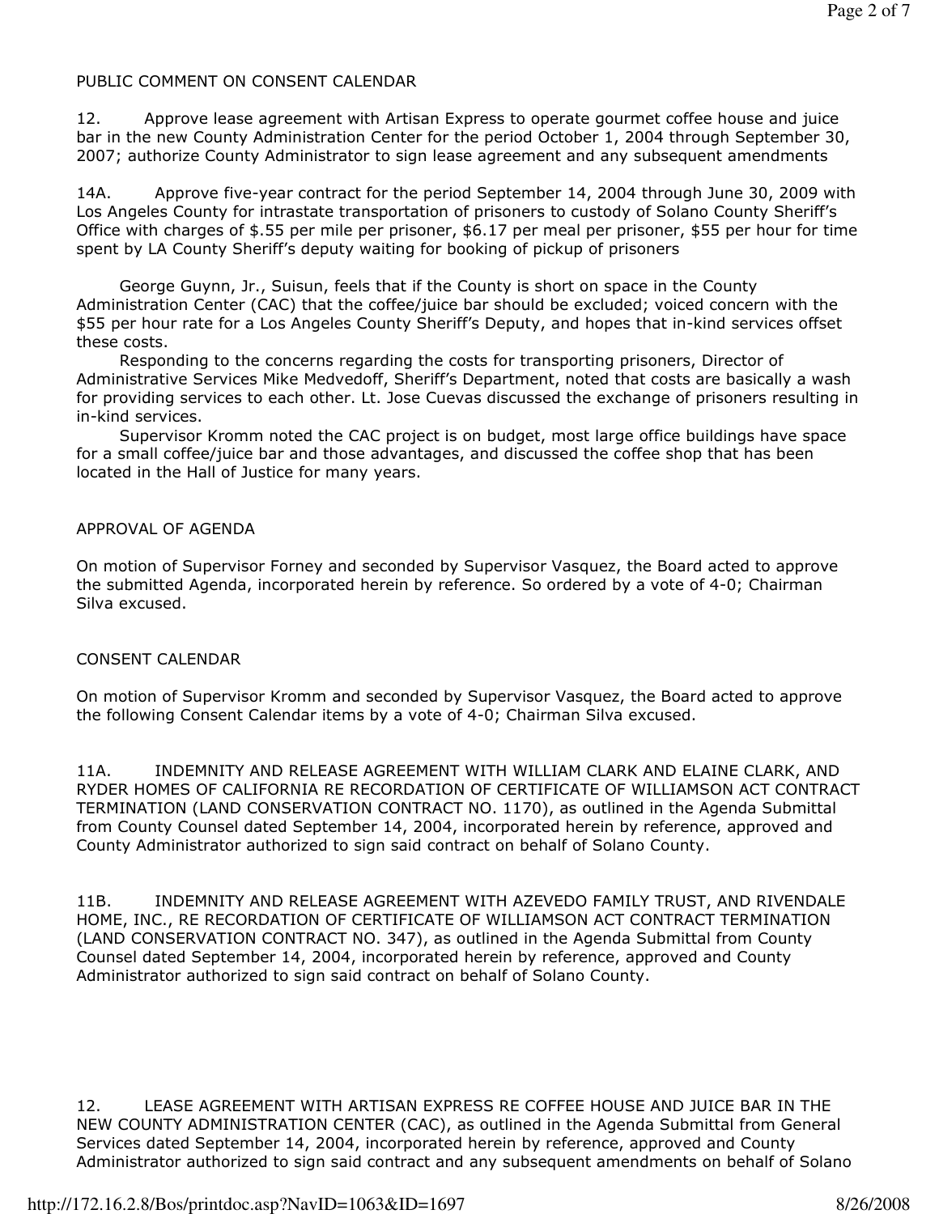PUBLIC COMMENT ON CONSENT CALENDAR

12. Approve lease agreement with Artisan Express to operate gourmet coffee house and juice bar in the new County Administration Center for the period October 1, 2004 through September 30, 2007; authorize County Administrator to sign lease agreement and any subsequent amendments

14A. Approve five-year contract for the period September 14, 2004 through June 30, 2009 with Los Angeles County for intrastate transportation of prisoners to custody of Solano County Sheriff's Office with charges of $.55 per mile per prisoner, $6.17 per meal per prisoner, $55 per hour for time spent by LA County Sheriff's deputy waiting for booking of pickup of prisoners

George Guynn, Jr., Suisun, feels that if the County is short on space in the County Administration Center (CAC) that the coffee/juice bar should be excluded; voiced concern with the $55 per hour rate for a Los Angeles County Sheriff's Deputy, and hopes that in-kind services offset these costs.

Responding to the concerns regarding the costs for transporting prisoners, Director of Administrative Services Mike Medvedoff, Sheriff's Department, noted that costs are basically a wash for providing services to each other. Lt. Jose Cuevas discussed the exchange of prisoners resulting in in-kind services.

Supervisor Kromm noted the CAC project is on budget, most large office buildings have space for a small coffee/juice bar and those advantages, and discussed the coffee shop that has been located in the Hall of Justice for many years.

APPROVAL OF AGENDA

On motion of Supervisor Forney and seconded by Supervisor Vasquez, the Board acted to approve the submitted Agenda, incorporated herein by reference. So ordered by a vote of 4-0; Chairman Silva excused.

CONSENT CALENDAR

On motion of Supervisor Kromm and seconded by Supervisor Vasquez, the Board acted to approve the following Consent Calendar items by a vote of 4-0; Chairman Silva excused.

11A. INDEMNITY AND RELEASE AGREEMENT WITH WILLIAM CLARK AND ELAINE CLARK, AND RYDER HOMES OF CALIFORNIA RE RECORDATION OF CERTIFICATE OF WILLIAMSON ACT CONTRACT TERMINATION (LAND CONSERVATION CONTRACT NO. 1170), as outlined in the Agenda Submittal from County Counsel dated September 14, 2004, incorporated herein by reference, approved and County Administrator authorized to sign said contract on behalf of Solano County.

11B. INDEMNITY AND RELEASE AGREEMENT WITH AZEVEDO FAMILY TRUST, AND RIVENDALE HOME, INC., RE RECORDATION OF CERTIFICATE OF WILLIAMSON ACT CONTRACT TERMINATION (LAND CONSERVATION CONTRACT NO. 347), as outlined in the Agenda Submittal from County Counsel dated September 14, 2004, incorporated herein by reference, approved and County Administrator authorized to sign said contract on behalf of Solano County.

12. LEASE AGREEMENT WITH ARTISAN EXPRESS RE COFFEE HOUSE AND JUICE BAR IN THE NEW COUNTY ADMINISTRATION CENTER (CAC), as outlined in the Agenda Submittal from General Services dated September 14, 2004, incorporated herein by reference, approved and County Administrator authorized to sign said contract and any subsequent amendments on behalf of Solano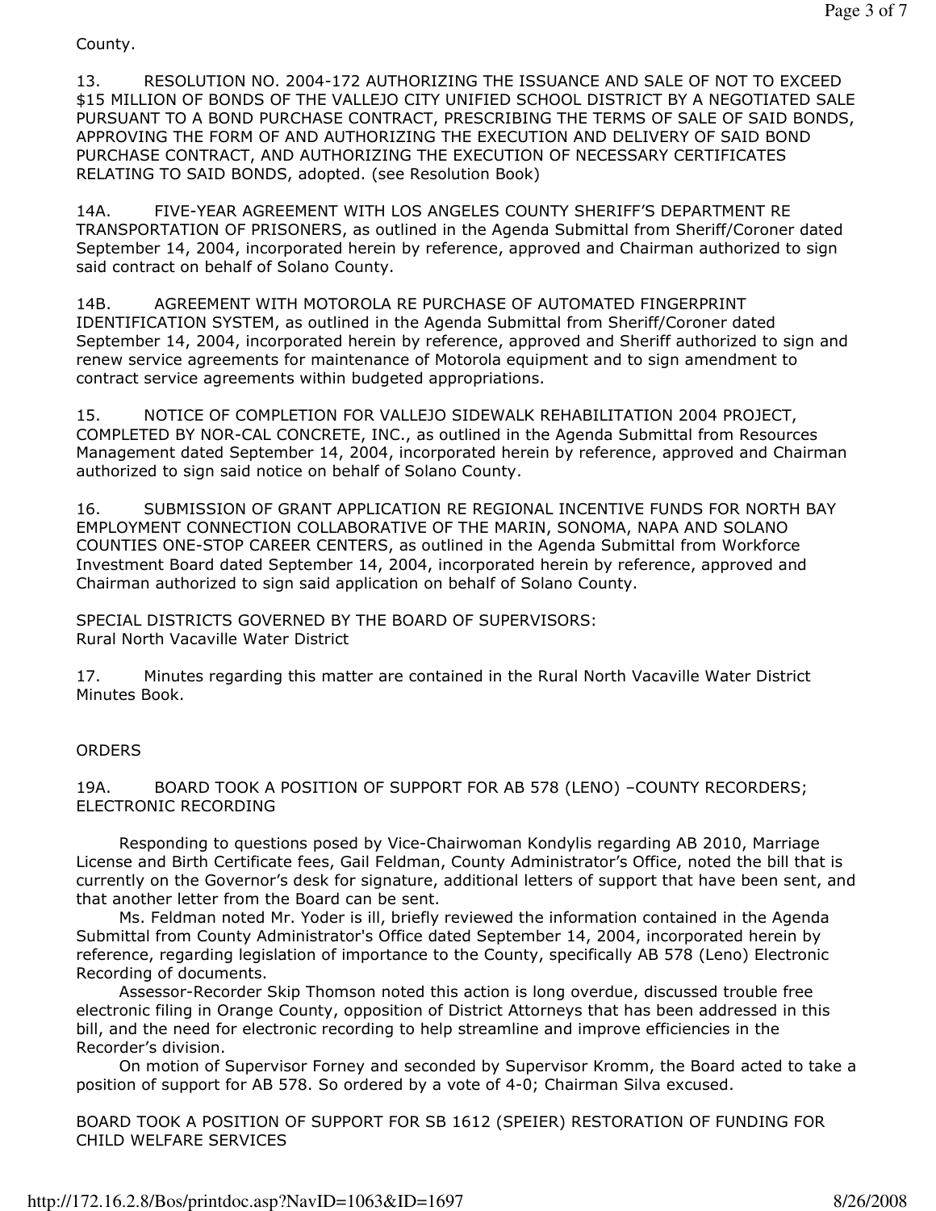County.

13. RESOLUTION NO. 2004-172 AUTHORIZING THE ISSUANCE AND SALE OF NOT TO EXCEED $15 MILLION OF BONDS OF THE VALLEJO CITY UNIFIED SCHOOL DISTRICT BY A NEGOTIATED SALE PURSUANT TO A BOND PURCHASE CONTRACT, PRESCRIBING THE TERMS OF SALE OF SAID BONDS, APPROVING THE FORM OF AND AUTHORIZING THE EXECUTION AND DELIVERY OF SAID BOND PURCHASE CONTRACT, AND AUTHORIZING THE EXECUTION OF NECESSARY CERTIFICATES RELATING TO SAID BONDS, adopted. (see Resolution Book)

14A. FIVE-YEAR AGREEMENT WITH LOS ANGELES COUNTY SHERIFF'S DEPARTMENT RE TRANSPORTATION OF PRISONERS, as outlined in the Agenda Submittal from Sheriff/Coroner dated September 14, 2004, incorporated herein by reference, approved and Chairman authorized to sign said contract on behalf of Solano County.

14B. AGREEMENT WITH MOTOROLA RE PURCHASE OF AUTOMATED FINGERPRINT IDENTIFICATION SYSTEM, as outlined in the Agenda Submittal from Sheriff/Coroner dated September 14, 2004, incorporated herein by reference, approved and Sheriff authorized to sign and renew service agreements for maintenance of Motorola equipment and to sign amendment to contract service agreements within budgeted appropriations.

15. NOTICE OF COMPLETION FOR VALLEJO SIDEWALK REHABILITATION 2004 PROJECT, COMPLETED BY NOR-CAL CONCRETE, INC., as outlined in the Agenda Submittal from Resources Management dated September 14, 2004, incorporated herein by reference, approved and Chairman authorized to sign said notice on behalf of Solano County.

16. SUBMISSION OF GRANT APPLICATION RE REGIONAL INCENTIVE FUNDS FOR NORTH BAY EMPLOYMENT CONNECTION COLLABORATIVE OF THE MARIN, SONOMA, NAPA AND SOLANO COUNTIES ONE-STOP CAREER CENTERS, as outlined in the Agenda Submittal from Workforce Investment Board dated September 14, 2004, incorporated herein by reference, approved and Chairman authorized to sign said application on behalf of Solano County.

SPECIAL DISTRICTS GOVERNED BY THE BOARD OF SUPERVISORS:
Rural North Vacaville Water District

17. Minutes regarding this matter are contained in the Rural North Vacaville Water District Minutes Book.

ORDERS

19A. BOARD TOOK A POSITION OF SUPPORT FOR AB 578 (LENO) –COUNTY RECORDERS; ELECTRONIC RECORDING

Responding to questions posed by Vice-Chairwoman Kondylis regarding AB 2010, Marriage License and Birth Certificate fees, Gail Feldman, County Administrator's Office, noted the bill that is currently on the Governor's desk for signature, additional letters of support that have been sent, and that another letter from the Board can be sent.

Ms. Feldman noted Mr. Yoder is ill, briefly reviewed the information contained in the Agenda Submittal from County Administrator's Office dated September 14, 2004, incorporated herein by reference, regarding legislation of importance to the County, specifically AB 578 (Leno) Electronic Recording of documents.

Assessor-Recorder Skip Thomson noted this action is long overdue, discussed trouble free electronic filing in Orange County, opposition of District Attorneys that has been addressed in this bill, and the need for electronic recording to help streamline and improve efficiencies in the Recorder's division.

On motion of Supervisor Forney and seconded by Supervisor Kromm, the Board acted to take a position of support for AB 578. So ordered by a vote of 4-0; Chairman Silva excused.

BOARD TOOK A POSITION OF SUPPORT FOR SB 1612 (SPEIER) RESTORATION OF FUNDING FOR CHILD WELFARE SERVICES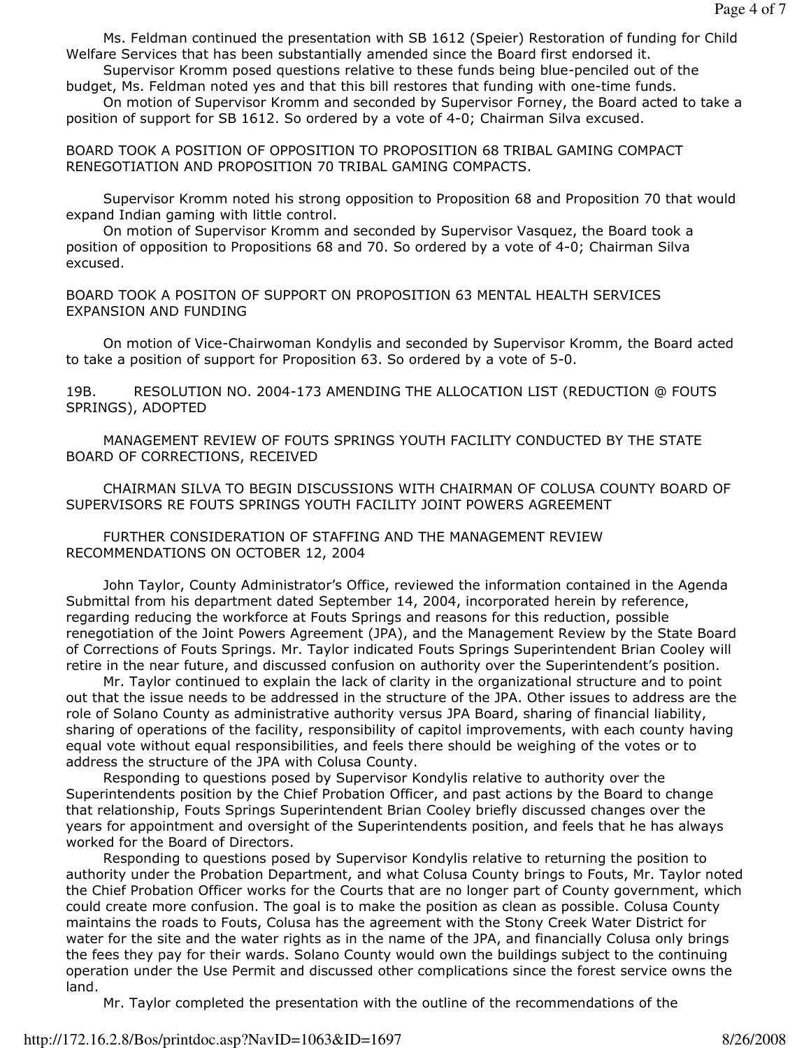Ms. Feldman continued the presentation with SB 1612 (Speier) Restoration of funding for Child Welfare Services that has been substantially amended since the Board first endorsed it.

Supervisor Kromm posed questions relative to these funds being blue-penciled out of the budget, Ms. Feldman noted yes and that this bill restores that funding with one-time funds.

On motion of Supervisor Kromm and seconded by Supervisor Forney, the Board acted to take a position of support for SB 1612. So ordered by a vote of 4-0; Chairman Silva excused.

BOARD TOOK A POSITION OF OPPOSITION TO PROPOSITION 68 TRIBAL GAMING COMPACT RENEGOTIATION AND PROPOSITION 70 TRIBAL GAMING COMPACTS.

Supervisor Kromm noted his strong opposition to Proposition 68 and Proposition 70 that would expand Indian gaming with little control.

On motion of Supervisor Kromm and seconded by Supervisor Vasquez, the Board took a position of opposition to Propositions 68 and 70. So ordered by a vote of 4-0; Chairman Silva excused.

BOARD TOOK A POSITON OF SUPPORT ON PROPOSITION 63 MENTAL HEALTH SERVICES EXPANSION AND FUNDING

On motion of Vice-Chairwoman Kondylis and seconded by Supervisor Kromm, the Board acted to take a position of support for Proposition 63. So ordered by a vote of 5-0.

19B. RESOLUTION NO. 2004-173 AMENDING THE ALLOCATION LIST (REDUCTION @ FOUTS SPRINGS), ADOPTED

MANAGEMENT REVIEW OF FOUTS SPRINGS YOUTH FACILITY CONDUCTED BY THE STATE BOARD OF CORRECTIONS, RECEIVED

CHAIRMAN SILVA TO BEGIN DISCUSSIONS WITH CHAIRMAN OF COLUSA COUNTY BOARD OF SUPERVISORS RE FOUTS SPRINGS YOUTH FACILITY JOINT POWERS AGREEMENT

FURTHER CONSIDERATION OF STAFFING AND THE MANAGEMENT REVIEW RECOMMENDATIONS ON OCTOBER 12, 2004

John Taylor, County Administrator's Office, reviewed the information contained in the Agenda Submittal from his department dated September 14, 2004, incorporated herein by reference, regarding reducing the workforce at Fouts Springs and reasons for this reduction, possible renegotiation of the Joint Powers Agreement (JPA), and the Management Review by the State Board of Corrections of Fouts Springs. Mr. Taylor indicated Fouts Springs Superintendent Brian Cooley will retire in the near future, and discussed confusion on authority over the Superintendent's position.

Mr. Taylor continued to explain the lack of clarity in the organizational structure and to point out that the issue needs to be addressed in the structure of the JPA. Other issues to address are the role of Solano County as administrative authority versus JPA Board, sharing of financial liability, sharing of operations of the facility, responsibility of capitol improvements, with each county having equal vote without equal responsibilities, and feels there should be weighing of the votes or to address the structure of the JPA with Colusa County.

Responding to questions posed by Supervisor Kondylis relative to authority over the Superintendents position by the Chief Probation Officer, and past actions by the Board to change that relationship, Fouts Springs Superintendent Brian Cooley briefly discussed changes over the years for appointment and oversight of the Superintendents position, and feels that he has always worked for the Board of Directors.

Responding to questions posed by Supervisor Kondylis relative to returning the position to authority under the Probation Department, and what Colusa County brings to Fouts, Mr. Taylor noted the Chief Probation Officer works for the Courts that are no longer part of County government, which could create more confusion. The goal is to make the position as clean as possible. Colusa County maintains the roads to Fouts, Colusa has the agreement with the Stony Creek Water District for water for the site and the water rights as in the name of the JPA, and financially Colusa only brings the fees they pay for their wards. Solano County would own the buildings subject to the continuing operation under the Use Permit and discussed other complications since the forest service owns the land.

Mr. Taylor completed the presentation with the outline of the recommendations of the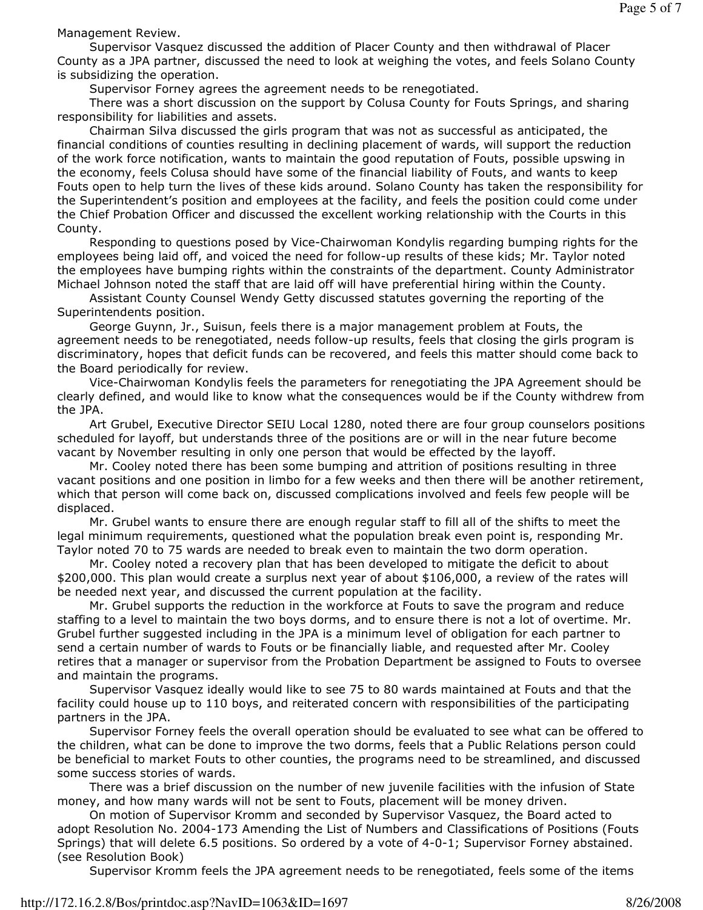Management Review.

Supervisor Vasquez discussed the addition of Placer County and then withdrawal of Placer County as a JPA partner, discussed the need to look at weighing the votes, and feels Solano County is subsidizing the operation.

Supervisor Forney agrees the agreement needs to be renegotiated.

There was a short discussion on the support by Colusa County for Fouts Springs, and sharing responsibility for liabilities and assets.

Chairman Silva discussed the girls program that was not as successful as anticipated, the financial conditions of counties resulting in declining placement of wards, will support the reduction of the work force notification, wants to maintain the good reputation of Fouts, possible upswing in the economy, feels Colusa should have some of the financial liability of Fouts, and wants to keep Fouts open to help turn the lives of these kids around. Solano County has taken the responsibility for the Superintendent's position and employees at the facility, and feels the position could come under the Chief Probation Officer and discussed the excellent working relationship with the Courts in this County.

Responding to questions posed by Vice-Chairwoman Kondylis regarding bumping rights for the employees being laid off, and voiced the need for follow-up results of these kids; Mr. Taylor noted the employees have bumping rights within the constraints of the department. County Administrator Michael Johnson noted the staff that are laid off will have preferential hiring within the County.

Assistant County Counsel Wendy Getty discussed statutes governing the reporting of the Superintendents position.

George Guynn, Jr., Suisun, feels there is a major management problem at Fouts, the agreement needs to be renegotiated, needs follow-up results, feels that closing the girls program is discriminatory, hopes that deficit funds can be recovered, and feels this matter should come back to the Board periodically for review.

Vice-Chairwoman Kondylis feels the parameters for renegotiating the JPA Agreement should be clearly defined, and would like to know what the consequences would be if the County withdrew from the JPA.

Art Grubel, Executive Director SEIU Local 1280, noted there are four group counselors positions scheduled for layoff, but understands three of the positions are or will in the near future become vacant by November resulting in only one person that would be effected by the layoff.

Mr. Cooley noted there has been some bumping and attrition of positions resulting in three vacant positions and one position in limbo for a few weeks and then there will be another retirement, which that person will come back on, discussed complications involved and feels few people will be displaced.

Mr. Grubel wants to ensure there are enough regular staff to fill all of the shifts to meet the legal minimum requirements, questioned what the population break even point is, responding Mr. Taylor noted 70 to 75 wards are needed to break even to maintain the two dorm operation.

Mr. Cooley noted a recovery plan that has been developed to mitigate the deficit to about $200,000. This plan would create a surplus next year of about $106,000, a review of the rates will be needed next year, and discussed the current population at the facility.

Mr. Grubel supports the reduction in the workforce at Fouts to save the program and reduce staffing to a level to maintain the two boys dorms, and to ensure there is not a lot of overtime. Mr. Grubel further suggested including in the JPA is a minimum level of obligation for each partner to send a certain number of wards to Fouts or be financially liable, and requested after Mr. Cooley retires that a manager or supervisor from the Probation Department be assigned to Fouts to oversee and maintain the programs.

Supervisor Vasquez ideally would like to see 75 to 80 wards maintained at Fouts and that the facility could house up to 110 boys, and reiterated concern with responsibilities of the participating partners in the JPA.

Supervisor Forney feels the overall operation should be evaluated to see what can be offered to the children, what can be done to improve the two dorms, feels that a Public Relations person could be beneficial to market Fouts to other counties, the programs need to be streamlined, and discussed some success stories of wards.

There was a brief discussion on the number of new juvenile facilities with the infusion of State money, and how many wards will not be sent to Fouts, placement will be money driven.

On motion of Supervisor Kromm and seconded by Supervisor Vasquez, the Board acted to adopt Resolution No. 2004-173 Amending the List of Numbers and Classifications of Positions (Fouts Springs) that will delete 6.5 positions. So ordered by a vote of 4-0-1; Supervisor Forney abstained. (see Resolution Book)

Supervisor Kromm feels the JPA agreement needs to be renegotiated, feels some of the items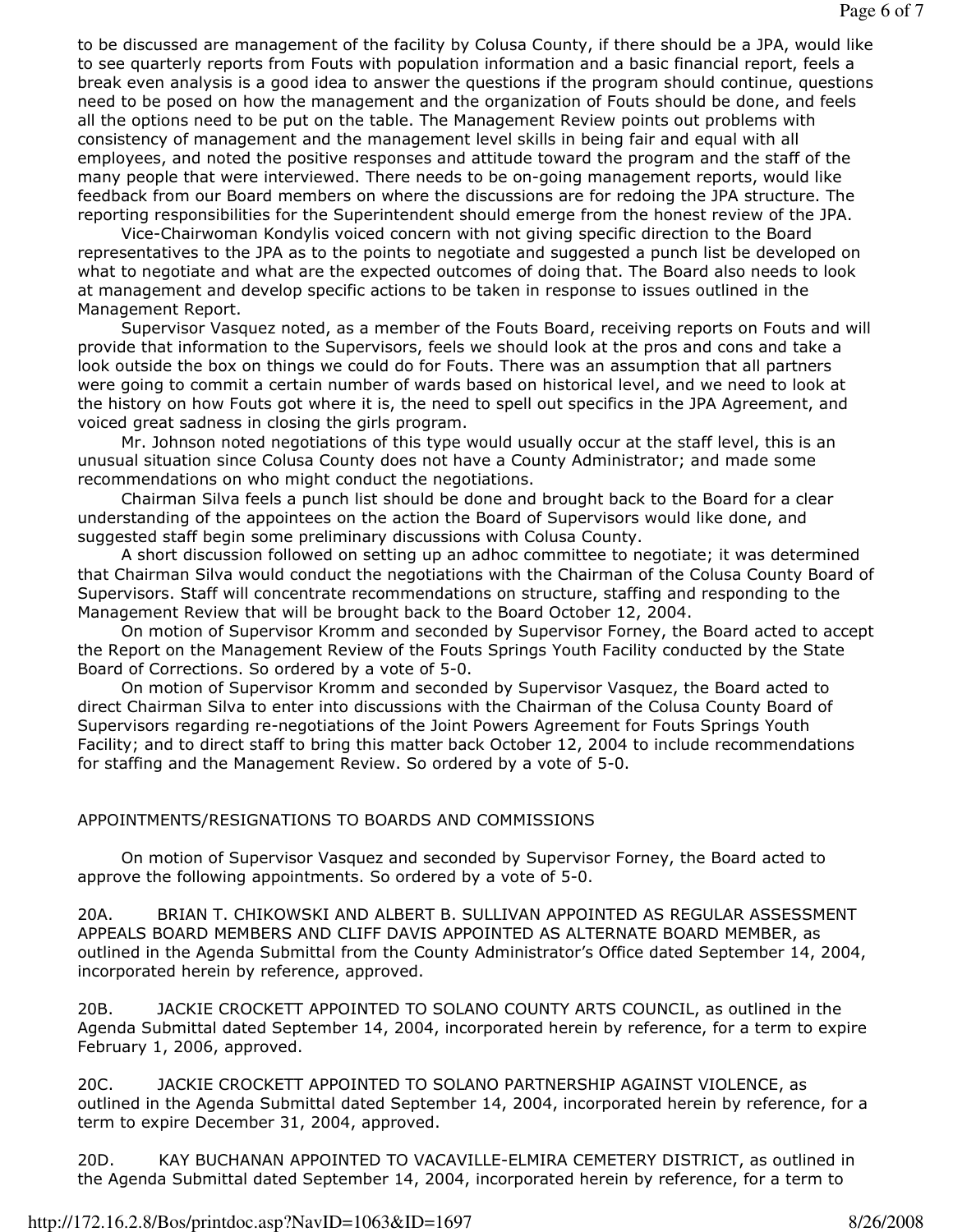to be discussed are management of the facility by Colusa County, if there should be a JPA, would like to see quarterly reports from Fouts with population information and a basic financial report, feels a break even analysis is a good idea to answer the questions if the program should continue, questions need to be posed on how the management and the organization of Fouts should be done, and feels all the options need to be put on the table. The Management Review points out problems with consistency of management and the management level skills in being fair and equal with all employees, and noted the positive responses and attitude toward the program and the staff of the many people that were interviewed. There needs to be on-going management reports, would like feedback from our Board members on where the discussions are for redoing the JPA structure. The reporting responsibilities for the Superintendent should emerge from the honest review of the JPA.

Vice-Chairwoman Kondylis voiced concern with not giving specific direction to the Board representatives to the JPA as to the points to negotiate and suggested a punch list be developed on what to negotiate and what are the expected outcomes of doing that. The Board also needs to look at management and develop specific actions to be taken in response to issues outlined in the Management Report.

Supervisor Vasquez noted, as a member of the Fouts Board, receiving reports on Fouts and will provide that information to the Supervisors, feels we should look at the pros and cons and take a look outside the box on things we could do for Fouts. There was an assumption that all partners were going to commit a certain number of wards based on historical level, and we need to look at the history on how Fouts got where it is, the need to spell out specifics in the JPA Agreement, and voiced great sadness in closing the girls program.

Mr. Johnson noted negotiations of this type would usually occur at the staff level, this is an unusual situation since Colusa County does not have a County Administrator; and made some recommendations on who might conduct the negotiations.

Chairman Silva feels a punch list should be done and brought back to the Board for a clear understanding of the appointees on the action the Board of Supervisors would like done, and suggested staff begin some preliminary discussions with Colusa County.

A short discussion followed on setting up an adhoc committee to negotiate; it was determined that Chairman Silva would conduct the negotiations with the Chairman of the Colusa County Board of Supervisors. Staff will concentrate recommendations on structure, staffing and responding to the Management Review that will be brought back to the Board October 12, 2004.

On motion of Supervisor Kromm and seconded by Supervisor Forney, the Board acted to accept the Report on the Management Review of the Fouts Springs Youth Facility conducted by the State Board of Corrections. So ordered by a vote of 5-0.

On motion of Supervisor Kromm and seconded by Supervisor Vasquez, the Board acted to direct Chairman Silva to enter into discussions with the Chairman of the Colusa County Board of Supervisors regarding re-negotiations of the Joint Powers Agreement for Fouts Springs Youth Facility; and to direct staff to bring this matter back October 12, 2004 to include recommendations for staffing and the Management Review. So ordered by a vote of 5-0.

## APPOINTMENTS/RESIGNATIONS TO BOARDS AND COMMISSIONS

On motion of Supervisor Vasquez and seconded by Supervisor Forney, the Board acted to approve the following appointments. So ordered by a vote of 5-0.

20A. BRIAN T. CHIKOWSKI AND ALBERT B. SULLIVAN APPOINTED AS REGULAR ASSESSMENT APPEALS BOARD MEMBERS AND CLIFF DAVIS APPOINTED AS ALTERNATE BOARD MEMBER, as outlined in the Agenda Submittal from the County Administrator's Office dated September 14, 2004, incorporated herein by reference, approved.

20B. JACKIE CROCKETT APPOINTED TO SOLANO COUNTY ARTS COUNCIL, as outlined in the Agenda Submittal dated September 14, 2004, incorporated herein by reference, for a term to expire February 1, 2006, approved.

20C. JACKIE CROCKETT APPOINTED TO SOLANO PARTNERSHIP AGAINST VIOLENCE, as outlined in the Agenda Submittal dated September 14, 2004, incorporated herein by reference, for a term to expire December 31, 2004, approved.

20D. KAY BUCHANAN APPOINTED TO VACAVILLE-ELMIRA CEMETERY DISTRICT, as outlined in the Agenda Submittal dated September 14, 2004, incorporated herein by reference, for a term to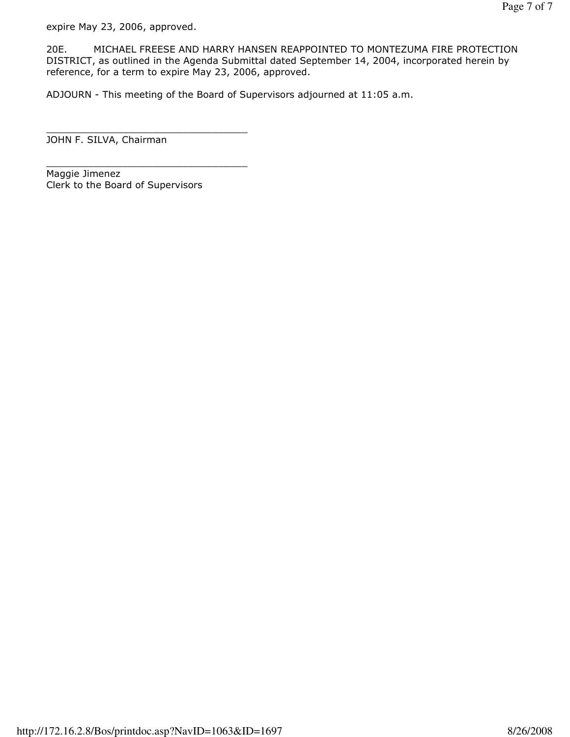expire May 23, 2006, approved.

20E. MICHAEL FREESE AND HARRY HANSEN REAPPOINTED TO MONTEZUMA FIRE PROTECTION DISTRICT, as outlined in the Agenda Submittal dated September 14, 2004, incorporated herein by reference, for a term to expire May 23, 2006, approved.

ADJOURN - This meeting of the Board of Supervisors adjourned at 11:05 a.m.

___________________________________

JOHN F. SILVA, Chairman

___________________________________

Maggie Jimenez
Clerk to the Board of Supervisors